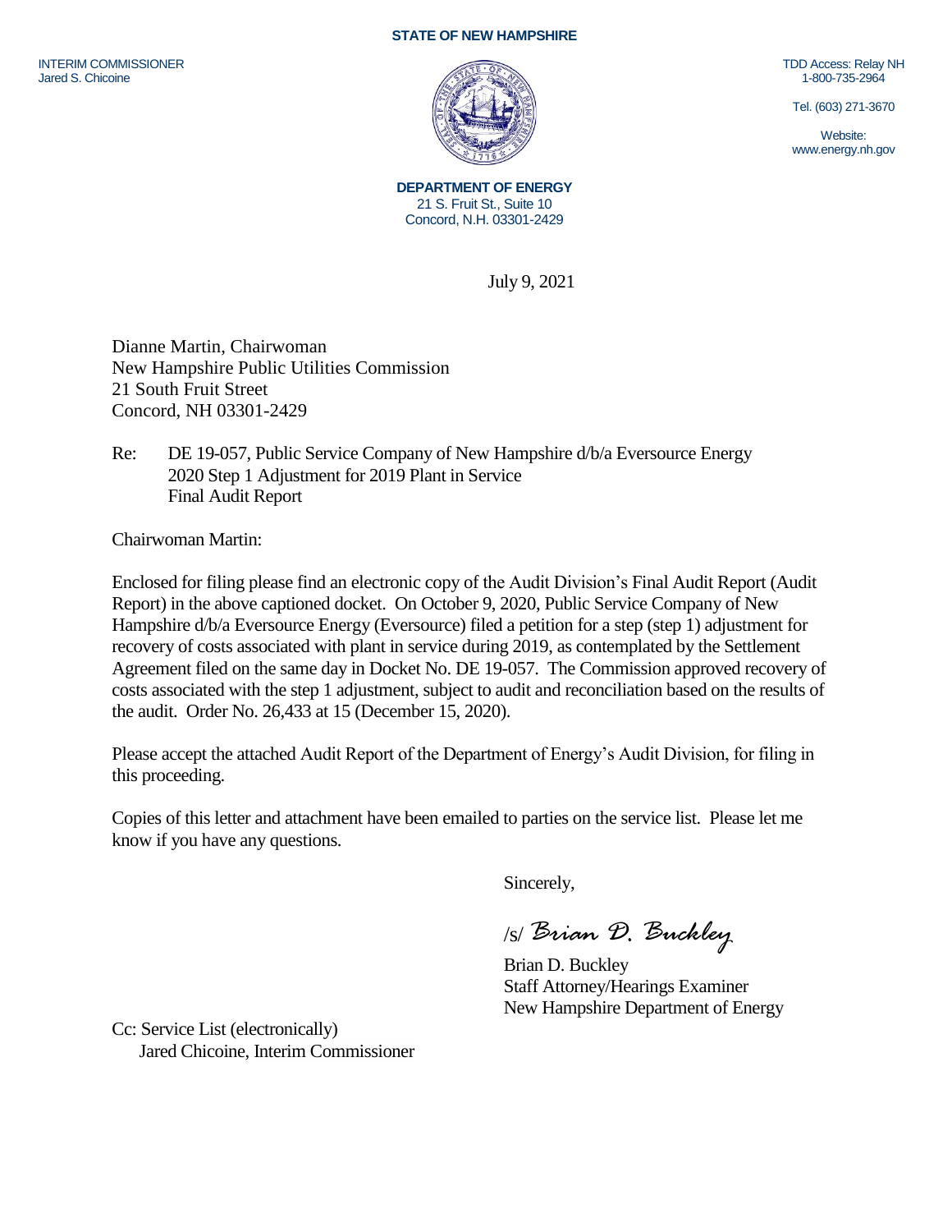**STATE OF NEW HAMPSHIRE**

INTERIM COMMISSIONER
Jared S. Chicoine

TDD Access: Relay NH
1-800-735-2964

Tel. (603) 271-3670

Website:
www.energy.nh.gov

**DEPARTMENT OF ENERGY**
21 S. Fruit St., Suite 10
Concord, N.H. 03301-2429

July 9, 2021

Dianne Martin, Chairwoman
New Hampshire Public Utilities Commission
21 South Fruit Street
Concord, NH 03301-2429

Re: DE 19-057, Public Service Company of New Hampshire d/b/a Eversource Energy
2020 Step 1 Adjustment for 2019 Plant in Service
Final Audit Report

Chairwoman Martin:

Enclosed for filing please find an electronic copy of the Audit Division's Final Audit Report (Audit Report) in the above captioned docket. On October 9, 2020, Public Service Company of New Hampshire d/b/a Eversource Energy (Eversource) filed a petition for a step (step 1) adjustment for recovery of costs associated with plant in service during 2019, as contemplated by the Settlement Agreement filed on the same day in Docket No. DE 19-057. The Commission approved recovery of costs associated with the step 1 adjustment, subject to audit and reconciliation based on the results of the audit. Order No. 26,433 at 15 (December 15, 2020).

Please accept the attached Audit Report of the Department of Energy's Audit Division, for filing in this proceeding.

Copies of this letter and attachment have been emailed to parties on the service list. Please let me know if you have any questions.

Sincerely,

/s/ *Brian D. Buckley*

Brian D. Buckley
Staff Attorney/Hearings Examiner
New Hampshire Department of Energy

Cc: Service List (electronically)
Jared Chicoine, Interim Commissioner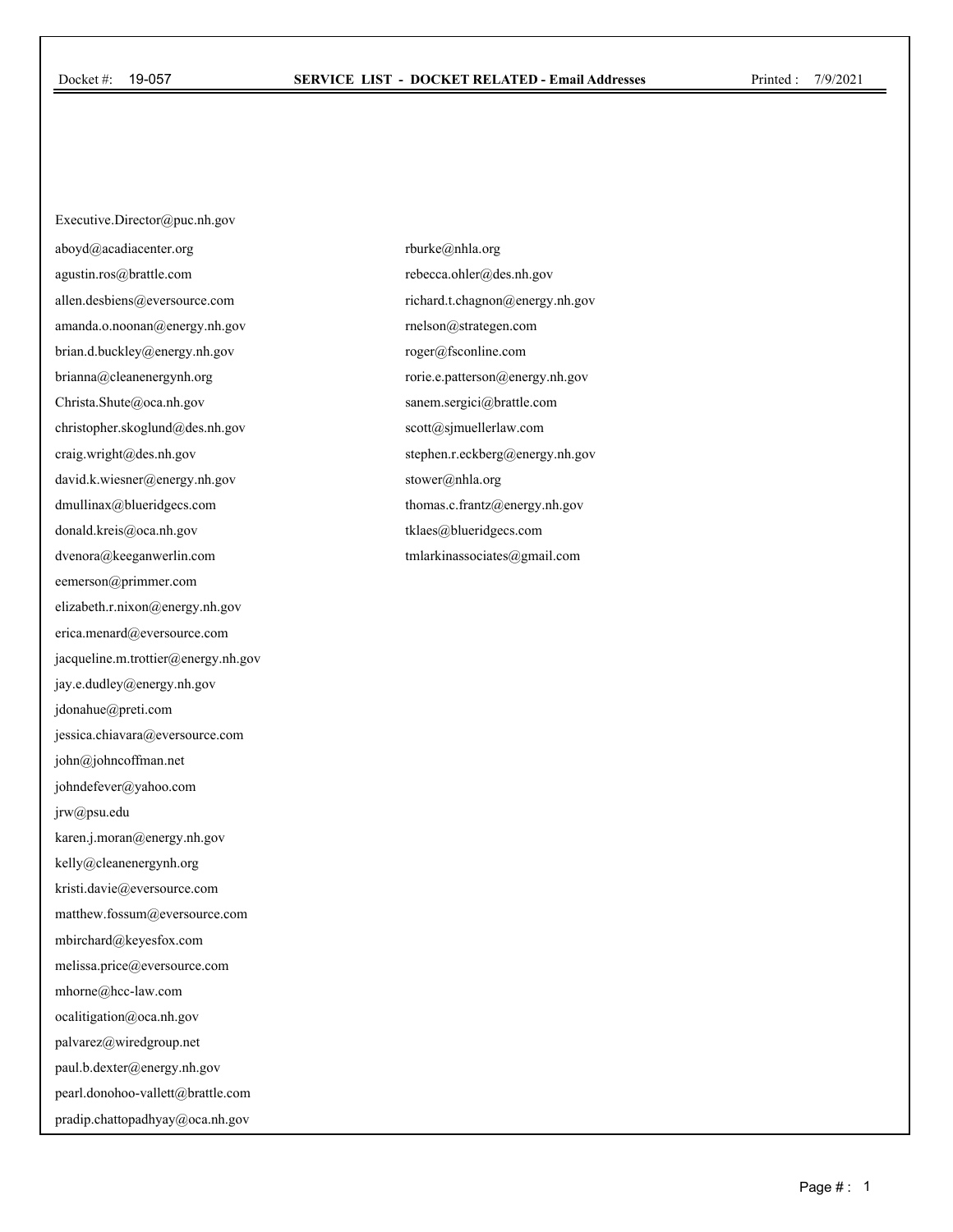Docket #: 19-057 **SERVICE LIST - DOCKET RELATED - Email Addresses** Printed : 7/9/2021

Executive.Director@puc.nh.gov

aboyd@acadiacenter.org

agustin.ros@brattle.com

allen.desbiens@eversource.com

amanda.o.noonan@energy.nh.gov

brian.d.buckley@energy.nh.gov

brianna@cleanenergynh.org

Christa.Shute@oca.nh.gov

christopher.skoglund@des.nh.gov

craig.wright@des.nh.gov

david.k.wiesner@energy.nh.gov

dmullinax@blueridgecs.com

donald.kreis@oca.nh.gov

dvenora@keeganwerlin.com

eemerson@primmer.com

elizabeth.r.nixon@energy.nh.gov

erica.menard@eversource.com

jacqueline.m.trottier@energy.nh.gov

jay.e.dudley@energy.nh.gov

jdonahue@preti.com

jessica.chiavara@eversource.com

john@johncoffman.net

johndefever@yahoo.com

jrw@psu.edu

karen.j.moran@energy.nh.gov

kelly@cleanenergynh.org

kristi.davie@eversource.com

matthew.fossum@eversource.com

mbirchard@keyesfox.com

melissa.price@eversource.com

mhorne@hcc-law.com

ocalitigation@oca.nh.gov

palvarez@wiredgroup.net

paul.b.dexter@energy.nh.gov

pearl.donohoo-vallett@brattle.com

pradip.chattopadhyay@oca.nh.gov

rburke@nhla.org

rebecca.ohler@des.nh.gov

richard.t.chagnon@energy.nh.gov

rnelson@strategen.com

roger@fsconline.com

rorie.e.patterson@energy.nh.gov

sanem.sergici@brattle.com

scott@sjmuellerlaw.com

stephen.r.eckberg@energy.nh.gov

stower@nhla.org

thomas.c.frantz@energy.nh.gov

tklaes@blueridgecs.com

tmlarkinassociates@gmail.com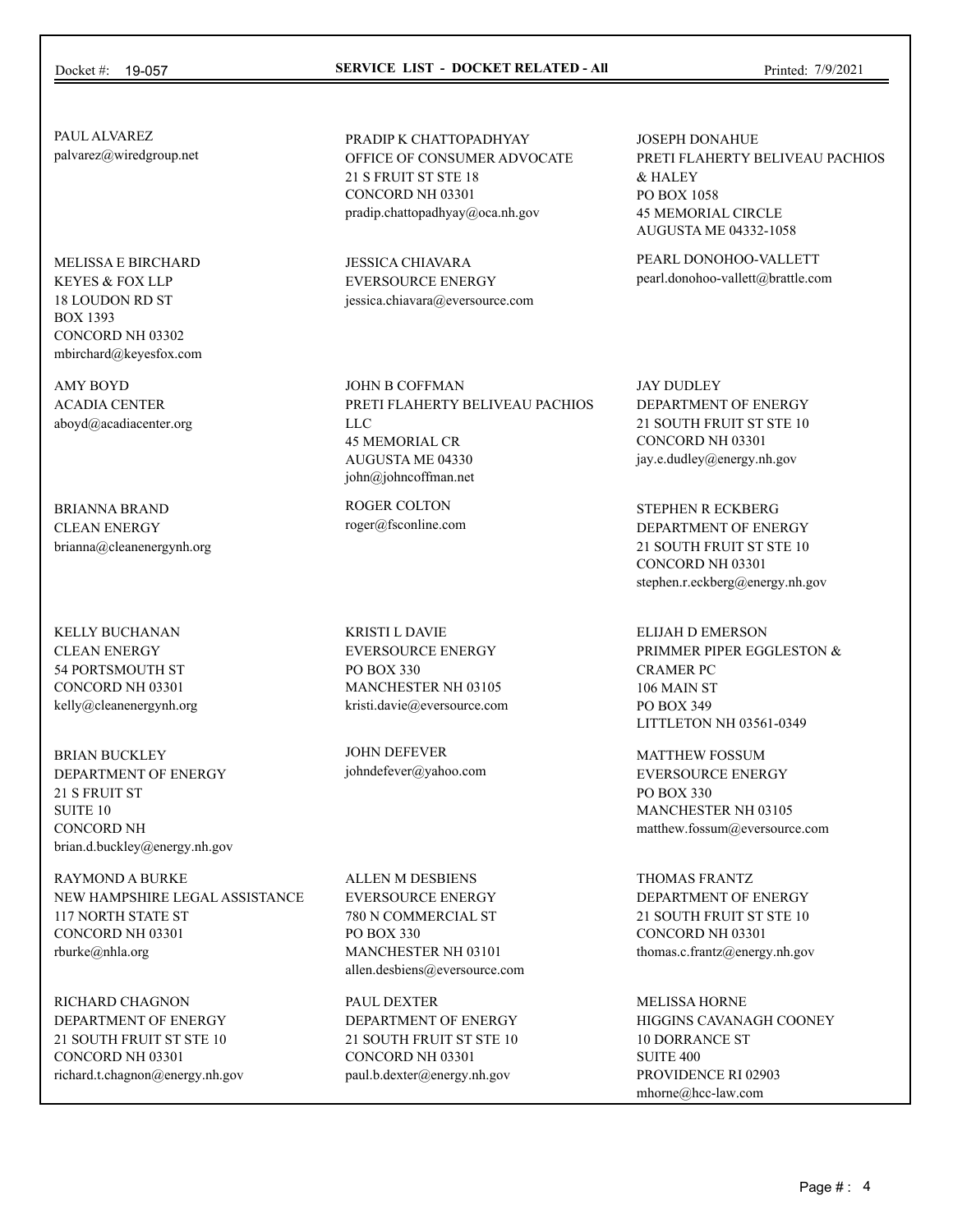Docket #: 19-057 **SERVICE LIST - DOCKET RELATED - All** Printed: 7/9/2021

PAUL ALVAREZ
palvarez@wiredgroup.net

MELISSA E BIRCHARD
KEYES & FOX LLP
18 LOUDON RD ST
BOX 1393
CONCORD NH 03302
mbirchard@keyesfox.com

AMY BOYD
ACADIA CENTER
aboyd@acadiacenter.org

BRIANNA BRAND
CLEAN ENERGY
brianna@cleanenergynh.org

KELLY BUCHANAN
CLEAN ENERGY
54 PORTSMOUTH ST
CONCORD NH 03301
kelly@cleanenergynh.org

BRIAN BUCKLEY
DEPARTMENT OF ENERGY
21 S FRUIT ST
SUITE 10
CONCORD NH
brian.d.buckley@energy.nh.gov

RAYMOND A BURKE
NEW HAMPSHIRE LEGAL ASSISTANCE
117 NORTH STATE ST
CONCORD NH 03301
rburke@nhla.org

RICHARD CHAGNON
DEPARTMENT OF ENERGY
21 SOUTH FRUIT ST STE 10
CONCORD NH 03301
richard.t.chagnon@energy.nh.gov

PRADIP K CHATTOPADHYAY
OFFICE OF CONSUMER ADVOCATE
21 S FRUIT ST STE 18
CONCORD NH 03301
pradip.chattopadhyay@oca.nh.gov

JESSICA CHIAVARA
EVERSOURCE ENERGY
jessica.chiavara@eversource.com

JOHN B COFFMAN
PRETI FLAHERTY BELIVEAU PACHIOS LLC
45 MEMORIAL CR
AUGUSTA ME 04330
john@johncoffman.net

ROGER COLTON
roger@fsconline.com

KRISTI L DAVIE
EVERSOURCE ENERGY
PO BOX 330
MANCHESTER NH 03105
kristi.davie@eversource.com

JOHN DEFEVER
johndefever@yahoo.com

ALLEN M DESBIENS
EVERSOURCE ENERGY
780 N COMMERCIAL ST
PO BOX 330
MANCHESTER NH 03101
allen.desbiens@eversource.com

PAUL DEXTER
DEPARTMENT OF ENERGY
21 SOUTH FRUIT ST STE 10
CONCORD NH 03301
paul.b.dexter@energy.nh.gov

JOSEPH DONAHUE
PRETI FLAHERTY BELIVEAU PACHIOS & HALEY
PO BOX 1058
45 MEMORIAL CIRCLE
AUGUSTA ME 04332-1058

PEARL DONOHOO-VALLETT
pearl.donohoo-vallett@brattle.com

JAY DUDLEY
DEPARTMENT OF ENERGY
21 SOUTH FRUIT ST STE 10
CONCORD NH 03301
jay.e.dudley@energy.nh.gov

STEPHEN R ECKBERG
DEPARTMENT OF ENERGY
21 SOUTH FRUIT ST STE 10
CONCORD NH 03301
stephen.r.eckberg@energy.nh.gov

ELIJAH D EMERSON
PRIMMER PIPER EGGLESTON & CRAMER PC
106 MAIN ST
PO BOX 349
LITTLETON NH 03561-0349

MATTHEW FOSSUM
EVERSOURCE ENERGY
PO BOX 330
MANCHESTER NH 03105
matthew.fossum@eversource.com

THOMAS FRANTZ
DEPARTMENT OF ENERGY
21 SOUTH FRUIT ST STE 10
CONCORD NH 03301
thomas.c.frantz@energy.nh.gov

MELISSA HORNE
HIGGINS CAVANAGH COONEY
10 DORRANCE ST
SUITE 400
PROVIDENCE RI 02903
mhorne@hcc-law.com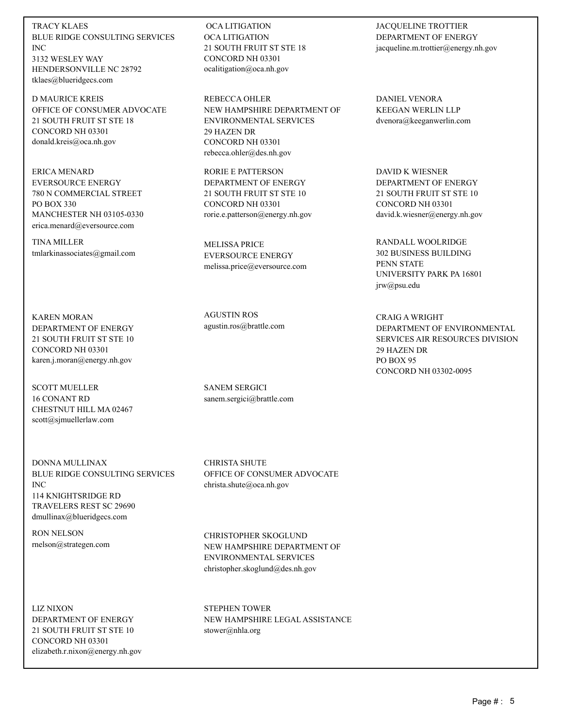TRACY KLAES
BLUE RIDGE CONSULTING SERVICES INC
3132 WESLEY WAY
HENDERSONVILLE NC 28792
tklaes@blueridgecs.com

D MAURICE KREIS
OFFICE OF CONSUMER ADVOCATE
21 SOUTH FRUIT ST STE 18
CONCORD NH 03301
donald.kreis@oca.nh.gov

ERICA MENARD
EVERSOURCE ENERGY
780 N COMMERCIAL STREET
PO BOX 330
MANCHESTER NH 03105-0330
erica.menard@eversource.com

TINA MILLER
tmlarkinassociates@gmail.com

KAREN MORAN
DEPARTMENT OF ENERGY
21 SOUTH FRUIT ST STE 10
CONCORD NH 03301
karen.j.moran@energy.nh.gov

SCOTT MUELLER
16 CONANT RD
CHESTNUT HILL MA 02467
scott@sjmuellerlaw.com

DONNA MULLINAX
BLUE RIDGE CONSULTING SERVICES INC
114 KNIGHTSRIDGE RD
TRAVELERS REST SC 29690
dmullinax@blueridgecs.com

RON NELSON
rnelson@strategen.com

LIZ NIXON
DEPARTMENT OF ENERGY
21 SOUTH FRUIT ST STE 10
CONCORD NH 03301
elizabeth.r.nixon@energy.nh.gov

OCA LITIGATION
OCA LITIGATION
21 SOUTH FRUIT ST STE 18
CONCORD NH 03301
ocalitigation@oca.nh.gov

REBECCA OHLER
NEW HAMPSHIRE DEPARTMENT OF ENVIRONMENTAL SERVICES
29 HAZEN DR
CONCORD NH 03301
rebecca.ohler@des.nh.gov

RORIE E PATTERSON
DEPARTMENT OF ENERGY
21 SOUTH FRUIT ST STE 10
CONCORD NH 03301
rorie.e.patterson@energy.nh.gov

MELISSA PRICE
EVERSOURCE ENERGY
melissa.price@eversource.com

AGUSTIN ROS
agustin.ros@brattle.com

SANEM SERGICI
sanem.sergici@brattle.com

CHRISTA SHUTE
OFFICE OF CONSUMER ADVOCATE
christa.shute@oca.nh.gov

CHRISTOPHER SKOGLUND
NEW HAMPSHIRE DEPARTMENT OF ENVIRONMENTAL SERVICES
christopher.skoglund@des.nh.gov

STEPHEN TOWER
NEW HAMPSHIRE LEGAL ASSISTANCE
stower@nhla.org

JACQUELINE TROTTIER
DEPARTMENT OF ENERGY
jacqueline.m.trottier@energy.nh.gov

DANIEL VENORA
KEEGAN WERLIN LLP
dvenora@keeganwerlin.com

DAVID K WIESNER
DEPARTMENT OF ENERGY
21 SOUTH FRUIT ST STE 10
CONCORD NH 03301
david.k.wiesner@energy.nh.gov

RANDALL WOOLRIDGE
302 BUSINESS BUILDING
PENN STATE
UNIVERSITY PARK PA 16801
jrw@psu.edu

CRAIG A WRIGHT
DEPARTMENT OF ENVIRONMENTAL SERVICES AIR RESOURCES DIVISION
29 HAZEN DR
PO BOX 95
CONCORD NH 03302-0095